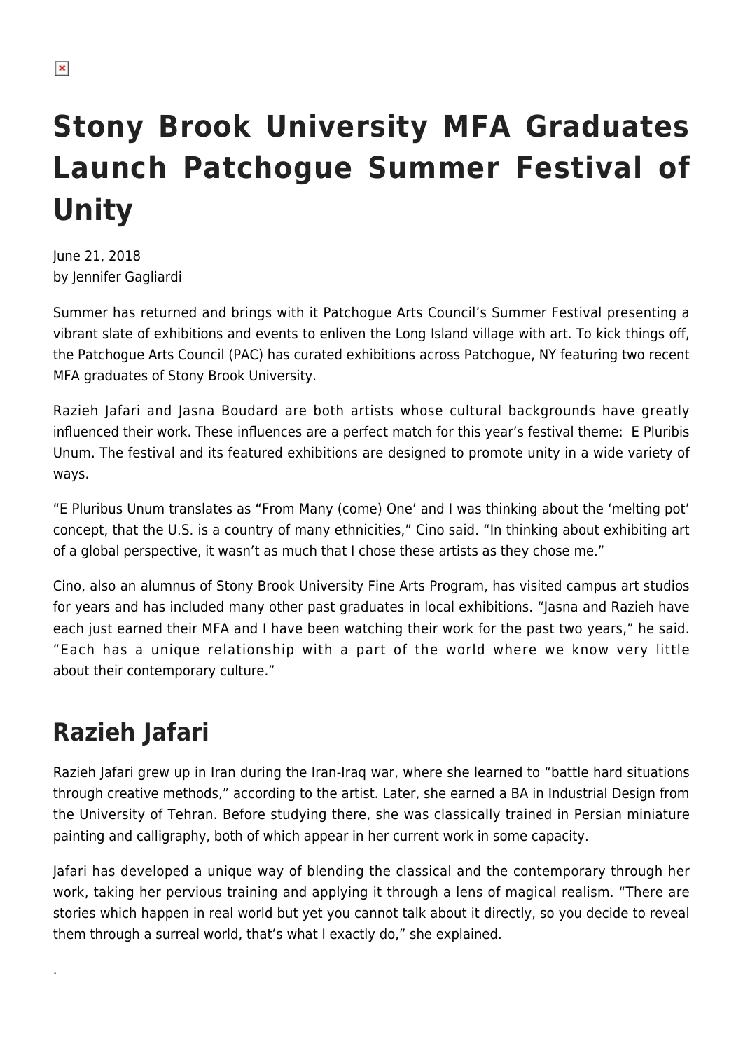# Stony Brook University MFA Graduates Launch Patchogue Summer Festival of Unity

June 21, 2018
by Jennifer Gagliardi

Summer has returned and brings with it Patchogue Arts Council's Summer Festival presenting a vibrant slate of exhibitions and events to enliven the Long Island village with art. To kick things off, the Patchogue Arts Council (PAC) has curated exhibitions across Patchogue, NY featuring two recent MFA graduates of Stony Brook University.

Razieh Jafari and Jasna Boudard are both artists whose cultural backgrounds have greatly influenced their work. These influences are a perfect match for this year's festival theme: E Pluribis Unum. The festival and its featured exhibitions are designed to promote unity in a wide variety of ways.

"E Pluribus Unum translates as "From Many (come) One' and I was thinking about the 'melting pot' concept, that the U.S. is a country of many ethnicities," Cino said. "In thinking about exhibiting art of a global perspective, it wasn't as much that I chose these artists as they chose me."

Cino, also an alumnus of Stony Brook University Fine Arts Program, has visited campus art studios for years and has included many other past graduates in local exhibitions. "Jasna and Razieh have each just earned their MFA and I have been watching their work for the past two years," he said. "Each has a unique relationship with a part of the world where we know very little about their contemporary culture."

## Razieh Jafari

Razieh Jafari grew up in Iran during the Iran-Iraq war, where she learned to "battle hard situations through creative methods," according to the artist. Later, she earned a BA in Industrial Design from the University of Tehran. Before studying there, she was classically trained in Persian miniature painting and calligraphy, both of which appear in her current work in some capacity.

Jafari has developed a unique way of blending the classical and the contemporary through her work, taking her pervious training and applying it through a lens of magical realism. "There are stories which happen in real world but yet you cannot talk about it directly, so you decide to reveal them through a surreal world, that's what I exactly do," she explained.

.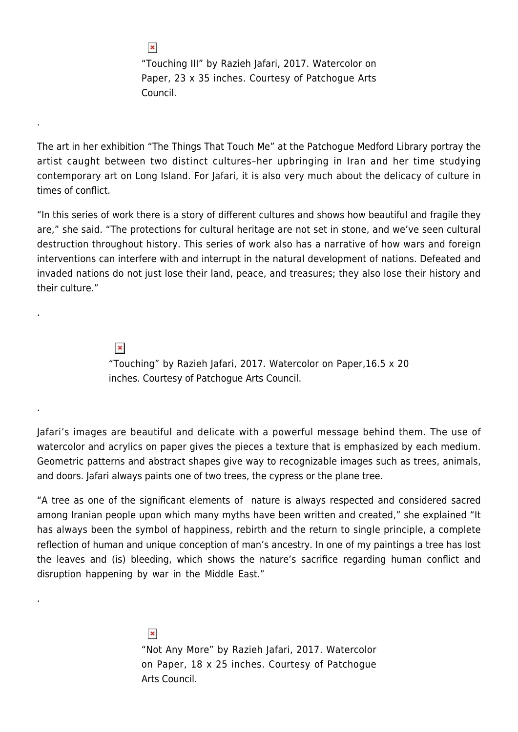“Touching III” by Razieh Jafari, 2017. Watercolor on Paper, 23 x 35 inches. Courtesy of Patchogue Arts Council.

.

The art in her exhibition “The Things That Touch Me” at the Patchogue Medford Library portray the artist caught between two distinct cultures–her upbringing in Iran and her time studying contemporary art on Long Island. For Jafari, it is also very much about the delicacy of culture in times of conflict.

“In this series of work there is a story of different cultures and shows how beautiful and fragile they are,” she said. “The protections for cultural heritage are not set in stone, and we’ve seen cultural destruction throughout history. This series of work also has a narrative of how wars and foreign interventions can interfere with and interrupt in the natural development of nations. Defeated and invaded nations do not just lose their land, peace, and treasures; they also lose their history and their culture.”

.

“Touching” by Razieh Jafari, 2017. Watercolor on Paper,16.5 x 20 inches. Courtesy of Patchogue Arts Council.

.

Jafari’s images are beautiful and delicate with a powerful message behind them. The use of watercolor and acrylics on paper gives the pieces a texture that is emphasized by each medium. Geometric patterns and abstract shapes give way to recognizable images such as trees, animals, and doors. Jafari always paints one of two trees, the cypress or the plane tree.

“A tree as one of the significant elements of nature is always respected and considered sacred among Iranian people upon which many myths have been written and created,” she explained “It has always been the symbol of happiness, rebirth and the return to single principle, a complete reflection of human and unique conception of man’s ancestry. In one of my paintings a tree has lost the leaves and (is) bleeding, which shows the nature’s sacrifice regarding human conflict and disruption happening by war in the Middle East.”

.

“Not Any More” by Razieh Jafari, 2017. Watercolor on Paper, 18 x 25 inches. Courtesy of Patchogue Arts Council.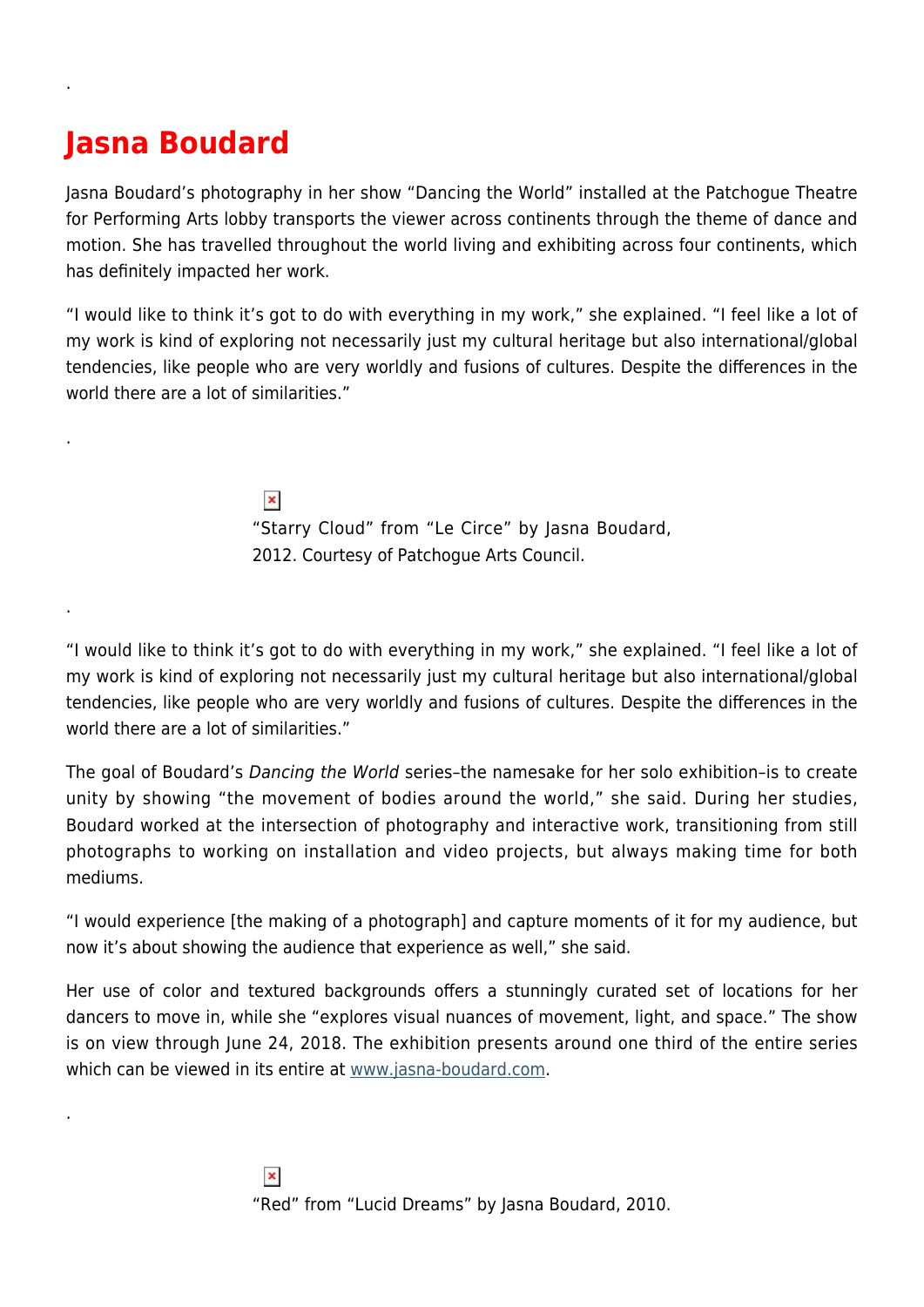# Jasna Boudard

Jasna Boudard's photography in her show "Dancing the World" installed at the Patchogue Theatre for Performing Arts lobby transports the viewer across continents through the theme of dance and motion. She has travelled throughout the world living and exhibiting across four continents, which has definitely impacted her work.

"I would like to think it's got to do with everything in my work," she explained. "I feel like a lot of my work is kind of exploring not necessarily just my cultural heritage but also international/global tendencies, like people who are very worldly and fusions of cultures. Despite the differences in the world there are a lot of similarities."

"Starry Cloud" from "Le Circe" by Jasna Boudard, 2012. Courtesy of Patchogue Arts Council.

"I would like to think it's got to do with everything in my work," she explained. "I feel like a lot of my work is kind of exploring not necessarily just my cultural heritage but also international/global tendencies, like people who are very worldly and fusions of cultures. Despite the differences in the world there are a lot of similarities."

The goal of Boudard's *Dancing the World* series–the namesake for her solo exhibition–is to create unity by showing "the movement of bodies around the world," she said. During her studies, Boudard worked at the intersection of photography and interactive work, transitioning from still photographs to working on installation and video projects, but always making time for both mediums.

"I would experience [the making of a photograph] and capture moments of it for my audience, but now it's about showing the audience that experience as well," she said.

Her use of color and textured backgrounds offers a stunningly curated set of locations for her dancers to move in, while she "explores visual nuances of movement, light, and space." The show is on view through June 24, 2018. The exhibition presents around one third of the entire series which can be viewed in its entire at [www.jasna-boudard.com](http://www.jasna-boudard.com).

"Red" from "Lucid Dreams" by Jasna Boudard, 2010.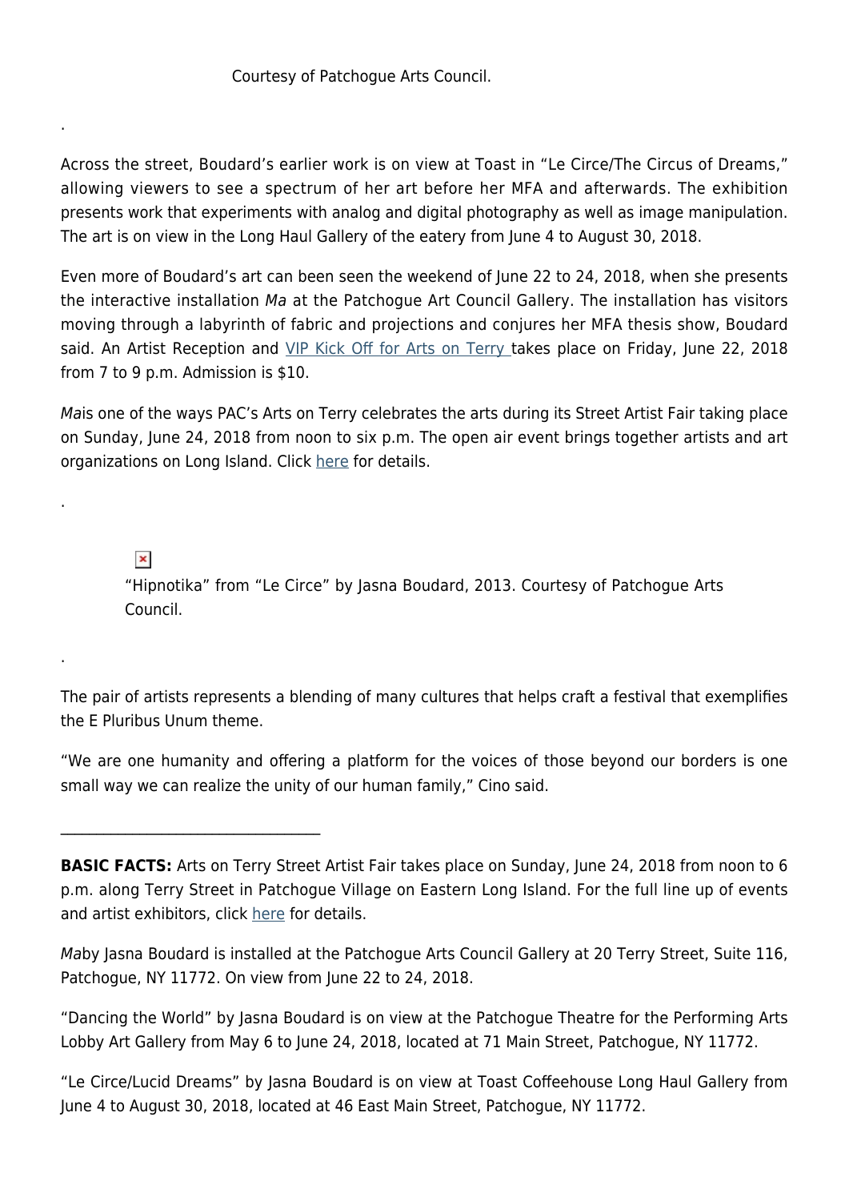Courtesy of Patchogue Arts Council.

.

Across the street, Boudard's earlier work is on view at Toast in "Le Circe/The Circus of Dreams," allowing viewers to see a spectrum of her art before her MFA and afterwards. The exhibition presents work that experiments with analog and digital photography as well as image manipulation. The art is on view in the Long Haul Gallery of the eatery from June 4 to August 30, 2018.

Even more of Boudard's art can been seen the weekend of June 22 to 24, 2018, when she presents the interactive installation *Ma* at the Patchogue Art Council Gallery. The installation has visitors moving through a labyrinth of fabric and projections and conjures her MFA thesis show, Boudard said. An Artist Reception and VIP Kick Off for Arts on Terry takes place on Friday, June 22, 2018 from 7 to 9 p.m. Admission is $10.

*Ma*is one of the ways PAC's Arts on Terry celebrates the arts during its Street Artist Fair taking place on Sunday, June 24, 2018 from noon to six p.m. The open air event brings together artists and art organizations on Long Island. Click here for details.

.

"Hipnotika" from "Le Circe" by Jasna Boudard, 2013. Courtesy of Patchogue Arts Council.

.

The pair of artists represents a blending of many cultures that helps craft a festival that exemplifies the E Pluribus Unum theme.

"We are one humanity and offering a platform for the voices of those beyond our borders is one small way we can realize the unity of our human family," Cino said.

---

**BASIC FACTS:** Arts on Terry Street Artist Fair takes place on Sunday, June 24, 2018 from noon to 6 p.m. along Terry Street in Patchogue Village on Eastern Long Island. For the full line up of events and artist exhibitors, click here for details.

*Ma*by Jasna Boudard is installed at the Patchogue Arts Council Gallery at 20 Terry Street, Suite 116, Patchogue, NY 11772. On view from June 22 to 24, 2018.

"Dancing the World" by Jasna Boudard is on view at the Patchogue Theatre for the Performing Arts Lobby Art Gallery from May 6 to June 24, 2018, located at 71 Main Street, Patchogue, NY 11772.

"Le Circe/Lucid Dreams" by Jasna Boudard is on view at Toast Coffeehouse Long Haul Gallery from June 4 to August 30, 2018, located at 46 East Main Street, Patchogue, NY 11772.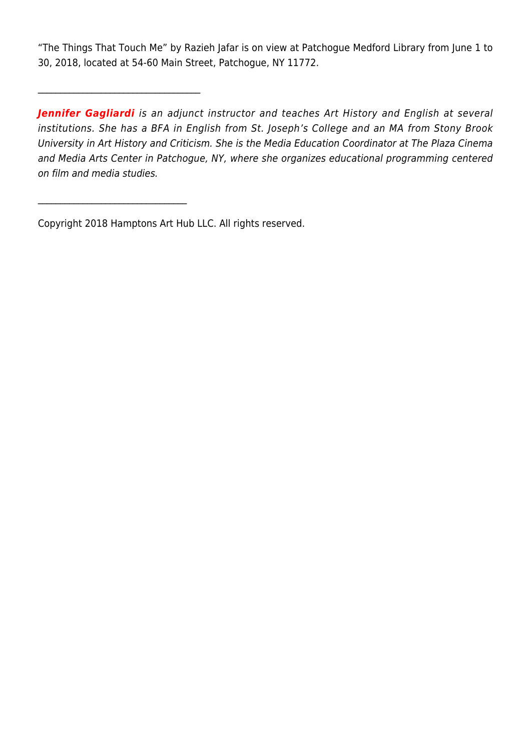"The Things That Touch Me" by Razieh Jafar is on view at Patchogue Medford Library from June 1 to 30, 2018, located at 54-60 Main Street, Patchogue, NY 11772.

---

***Jennifer Gagliardi*** *is an adjunct instructor and teaches Art History and English at several institutions. She has a BFA in English from St. Joseph's College and an MA from Stony Brook University in Art History and Criticism. She is the Media Education Coordinator at The Plaza Cinema and Media Arts Center in Patchogue, NY, where she organizes educational programming centered on film and media studies.*

---

Copyright 2018 Hamptons Art Hub LLC. All rights reserved.